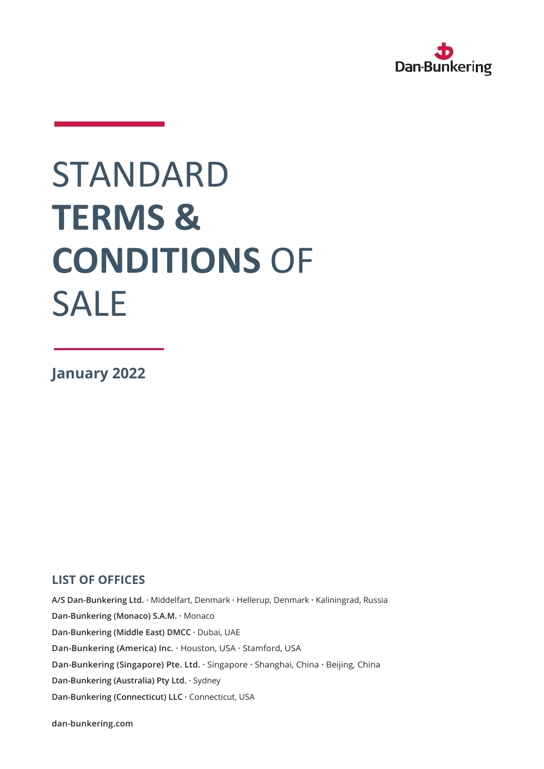Dan-Bunkering

# STANDARD **TERMS &** **CONDITIONS** OF SALE

**January 2022**

## LIST OF OFFICES

**A/S Dan-Bunkering Ltd.** · Middelfart, Denmark · Hellerup, Denmark · Kaliningrad, Russia

**Dan-Bunkering (Monaco) S.A.M.** · Monaco

**Dan-Bunkering (Middle East) DMCC** · Dubai, UAE

**Dan-Bunkering (America) Inc.** · Houston, USA · Stamford, USA

**Dan-Bunkering (Singapore) Pte. Ltd.** · Singapore · Shanghai, China · Beijing, China

**Dan-Bunkering (Australia) Pty Ltd.** · Sydney

**Dan-Bunkering (Connecticut) LLC** · Connecticut, USA

**dan-bunkering.com**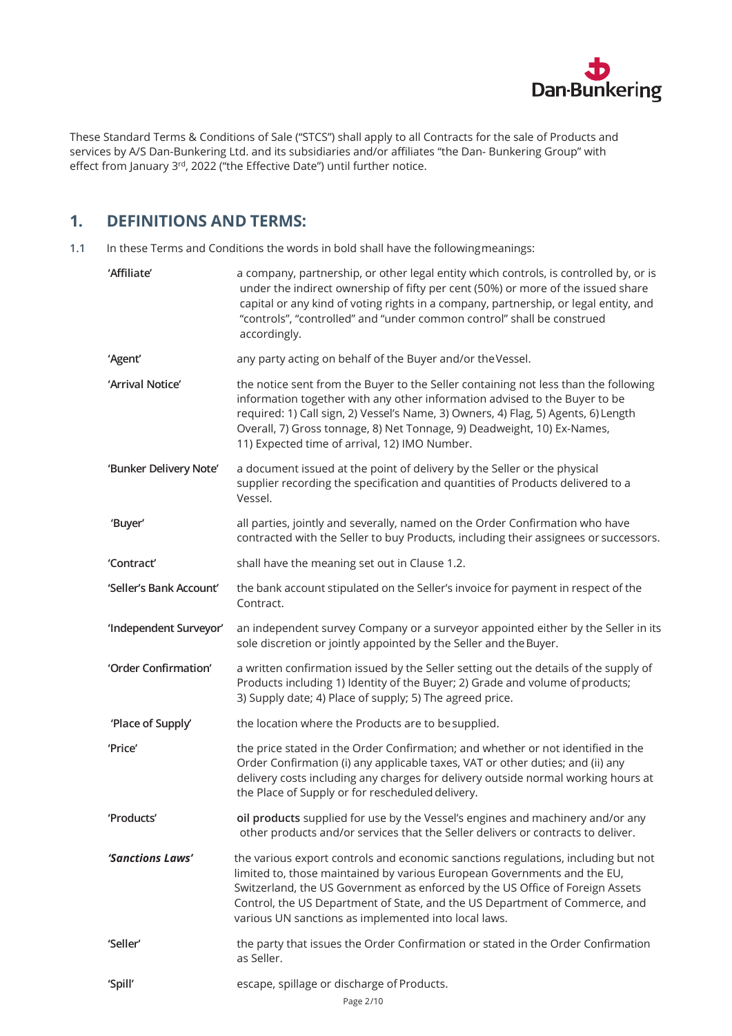These Standard Terms & Conditions of Sale ("STCS") shall apply to all Contracts for the sale of Products and services by A/S Dan-Bunkering Ltd. and its subsidiaries and/or affiliates "the Dan- Bunkering Group" with effect from January 3rd, 2022 ("the Effective Date") until further notice.

## 1. DEFINITIONS AND TERMS:

1.1 In these Terms and Conditions the words in bold shall have the following meanings:

| | |
|---|---|
| **'Affiliate'** | a company, partnership, or other legal entity which controls, is controlled by, or is under the indirect ownership of fifty per cent (50%) or more of the issued share capital or any kind of voting rights in a company, partnership, or legal entity, and "controls", "controlled" and "under common control" shall be construed accordingly. |
| **'Agent'** | any party acting on behalf of the Buyer and/or the Vessel. |
| **'Arrival Notice'** | the notice sent from the Buyer to the Seller containing not less than the following information together with any other information advised to the Buyer to be required: 1) Call sign, 2) Vessel's Name, 3) Owners, 4) Flag, 5) Agents, 6) Length Overall, 7) Gross tonnage, 8) Net Tonnage, 9) Deadweight, 10) Ex-Names, 11) Expected time of arrival, 12) IMO Number. |
| **'Bunker Delivery Note'** | a document issued at the point of delivery by the Seller or the physical supplier recording the specification and quantities of Products delivered to a Vessel. |
| **'Buyer'** | all parties, jointly and severally, named on the Order Confirmation who have contracted with the Seller to buy Products, including their assignees or successors. |
| **'Contract'** | shall have the meaning set out in Clause 1.2. |
| **'Seller's Bank Account'** | the bank account stipulated on the Seller's invoice for payment in respect of the Contract. |
| **'Independent Surveyor'** | an independent survey Company or a surveyor appointed either by the Seller in its sole discretion or jointly appointed by the Seller and the Buyer. |
| **'Order Confirmation'** | a written confirmation issued by the Seller setting out the details of the supply of Products including 1) Identity of the Buyer; 2) Grade and volume of products; 3) Supply date; 4) Place of supply; 5) The agreed price. |
| **'Place of Supply'** | the location where the Products are to be supplied. |
| **'Price'** | the price stated in the Order Confirmation; and whether or not identified in the Order Confirmation (i) any applicable taxes, VAT or other duties; and (ii) any delivery costs including any charges for delivery outside normal working hours at the Place of Supply or for rescheduled delivery. |
| **'Products'** | **oil products** supplied for use by the Vessel's engines and machinery and/or any other products and/or services that the Seller delivers or contracts to deliver. |
| ***'Sanctions Laws'*** | the various export controls and economic sanctions regulations, including but not limited to, those maintained by various European Governments and the EU, Switzerland, the US Government as enforced by the US Office of Foreign Assets Control, the US Department of State, and the US Department of Commerce, and various UN sanctions as implemented into local laws. |
| **'Seller'** | the party that issues the Order Confirmation or stated in the Order Confirmation as Seller. |
| **'Spill'** | escape, spillage or discharge of Products. |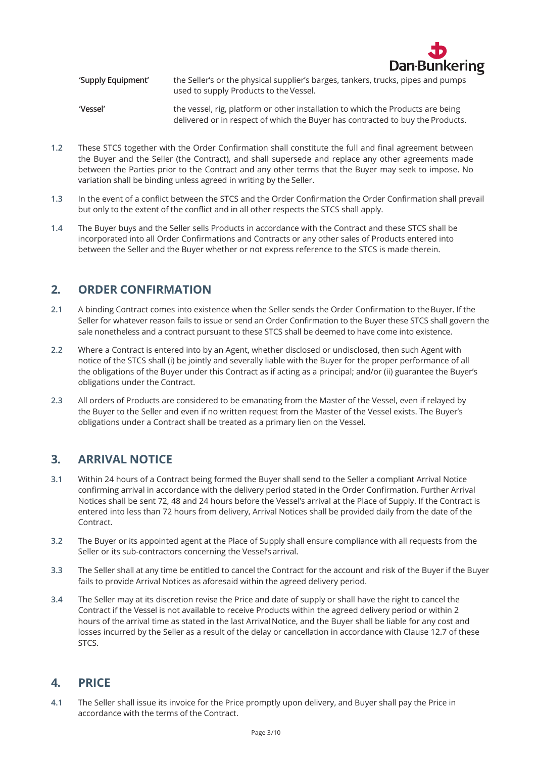| | |
|---|---|
| **'Supply Equipment'** | the Seller's or the physical supplier's barges, tankers, trucks, pipes and pumps used to supply Products to the Vessel. |
| **'Vessel'** | the vessel, rig, platform or other installation to which the Products are being delivered or in respect of which the Buyer has contracted to buy the Products. |

**1.2** These STCS together with the Order Confirmation shall constitute the full and final agreement between the Buyer and the Seller (the Contract), and shall supersede and replace any other agreements made between the Parties prior to the Contract and any other terms that the Buyer may seek to impose. No variation shall be binding unless agreed in writing by the Seller.

**1.3** In the event of a conflict between the STCS and the Order Confirmation the Order Confirmation shall prevail but only to the extent of the conflict and in all other respects the STCS shall apply.

**1.4** The Buyer buys and the Seller sells Products in accordance with the Contract and these STCS shall be incorporated into all Order Confirmations and Contracts or any other sales of Products entered into between the Seller and the Buyer whether or not express reference to the STCS is made therein.

## 2. ORDER CONFIRMATION

**2.1** A binding Contract comes into existence when the Seller sends the Order Confirmation to the Buyer. If the Seller for whatever reason fails to issue or send an Order Confirmation to the Buyer these STCS shall govern the sale nonetheless and a contract pursuant to these STCS shall be deemed to have come into existence.

**2.2** Where a Contract is entered into by an Agent, whether disclosed or undisclosed, then such Agent with notice of the STCS shall (i) be jointly and severally liable with the Buyer for the proper performance of all the obligations of the Buyer under this Contract as if acting as a principal; and/or (ii) guarantee the Buyer's obligations under the Contract.

**2.3** All orders of Products are considered to be emanating from the Master of the Vessel, even if relayed by the Buyer to the Seller and even if no written request from the Master of the Vessel exists. The Buyer's obligations under a Contract shall be treated as a primary lien on the Vessel.

## 3. ARRIVAL NOTICE

**3.1** Within 24 hours of a Contract being formed the Buyer shall send to the Seller a compliant Arrival Notice confirming arrival in accordance with the delivery period stated in the Order Confirmation. Further Arrival Notices shall be sent 72, 48 and 24 hours before the Vessel's arrival at the Place of Supply. If the Contract is entered into less than 72 hours from delivery, Arrival Notices shall be provided daily from the date of the Contract.

**3.2** The Buyer or its appointed agent at the Place of Supply shall ensure compliance with all requests from the Seller or its sub-contractors concerning the Vessel's arrival.

**3.3** The Seller shall at any time be entitled to cancel the Contract for the account and risk of the Buyer if the Buyer fails to provide Arrival Notices as aforesaid within the agreed delivery period.

**3.4** The Seller may at its discretion revise the Price and date of supply or shall have the right to cancel the Contract if the Vessel is not available to receive Products within the agreed delivery period or within 2 hours of the arrival time as stated in the last Arrival Notice, and the Buyer shall be liable for any cost and losses incurred by the Seller as a result of the delay or cancellation in accordance with Clause 12.7 of these STCS.

## 4. PRICE

**4.1** The Seller shall issue its invoice for the Price promptly upon delivery, and Buyer shall pay the Price in accordance with the terms of the Contract.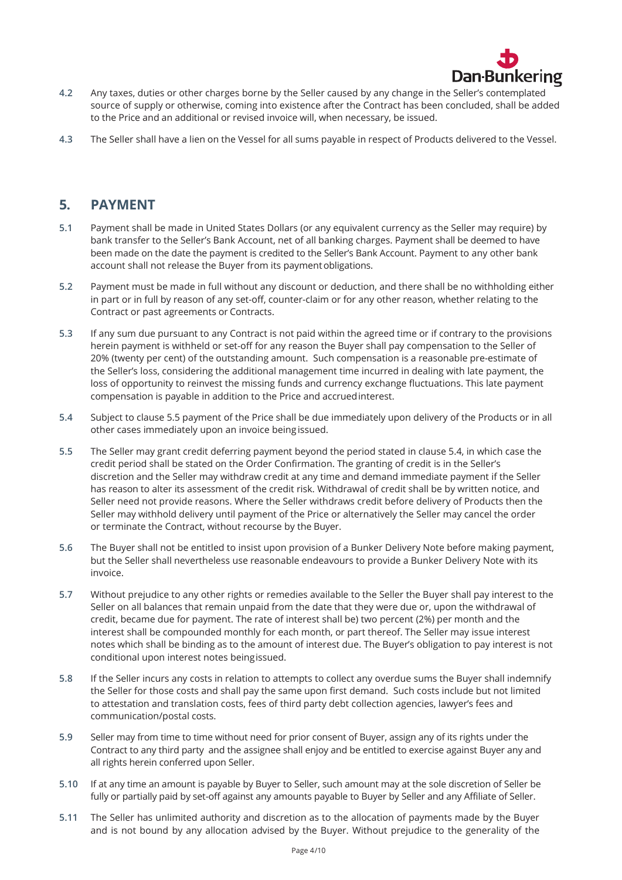**4.2** Any taxes, duties or other charges borne by the Seller caused by any change in the Seller's contemplated source of supply or otherwise, coming into existence after the Contract has been concluded, shall be added to the Price and an additional or revised invoice will, when necessary, be issued.

**4.3** The Seller shall have a lien on the Vessel for all sums payable in respect of Products delivered to the Vessel.

## 5. PAYMENT

**5.1** Payment shall be made in United States Dollars (or any equivalent currency as the Seller may require) by bank transfer to the Seller's Bank Account, net of all banking charges. Payment shall be deemed to have been made on the date the payment is credited to the Seller's Bank Account. Payment to any other bank account shall not release the Buyer from its payment obligations.

**5.2** Payment must be made in full without any discount or deduction, and there shall be no withholding either in part or in full by reason of any set-off, counter-claim or for any other reason, whether relating to the Contract or past agreements or Contracts.

**5.3** If any sum due pursuant to any Contract is not paid within the agreed time or if contrary to the provisions herein payment is withheld or set-off for any reason the Buyer shall pay compensation to the Seller of 20% (twenty per cent) of the outstanding amount. Such compensation is a reasonable pre-estimate of the Seller's loss, considering the additional management time incurred in dealing with late payment, the loss of opportunity to reinvest the missing funds and currency exchange fluctuations. This late payment compensation is payable in addition to the Price and accrued interest.

**5.4** Subject to clause 5.5 payment of the Price shall be due immediately upon delivery of the Products or in all other cases immediately upon an invoice being issued.

**5.5** The Seller may grant credit deferring payment beyond the period stated in clause 5.4, in which case the credit period shall be stated on the Order Confirmation. The granting of credit is in the Seller's discretion and the Seller may withdraw credit at any time and demand immediate payment if the Seller has reason to alter its assessment of the credit risk. Withdrawal of credit shall be by written notice, and Seller need not provide reasons. Where the Seller withdraws credit before delivery of Products then the Seller may withhold delivery until payment of the Price or alternatively the Seller may cancel the order or terminate the Contract, without recourse by the Buyer.

**5.6** The Buyer shall not be entitled to insist upon provision of a Bunker Delivery Note before making payment, but the Seller shall nevertheless use reasonable endeavours to provide a Bunker Delivery Note with its invoice.

**5.7** Without prejudice to any other rights or remedies available to the Seller the Buyer shall pay interest to the Seller on all balances that remain unpaid from the date that they were due or, upon the withdrawal of credit, became due for payment. The rate of interest shall be) two percent (2%) per month and the interest shall be compounded monthly for each month, or part thereof. The Seller may issue interest notes which shall be binding as to the amount of interest due. The Buyer's obligation to pay interest is not conditional upon interest notes being issued.

**5.8** If the Seller incurs any costs in relation to attempts to collect any overdue sums the Buyer shall indemnify the Seller for those costs and shall pay the same upon first demand. Such costs include but not limited to attestation and translation costs, fees of third party debt collection agencies, lawyer's fees and communication/postal costs.

**5.9** Seller may from time to time without need for prior consent of Buyer, assign any of its rights under the Contract to any third party and the assignee shall enjoy and be entitled to exercise against Buyer any and all rights herein conferred upon Seller.

**5.10** If at any time an amount is payable by Buyer to Seller, such amount may at the sole discretion of Seller be fully or partially paid by set-off against any amounts payable to Buyer by Seller and any Affiliate of Seller.

**5.11** The Seller has unlimited authority and discretion as to the allocation of payments made by the Buyer and is not bound by any allocation advised by the Buyer. Without prejudice to the generality of the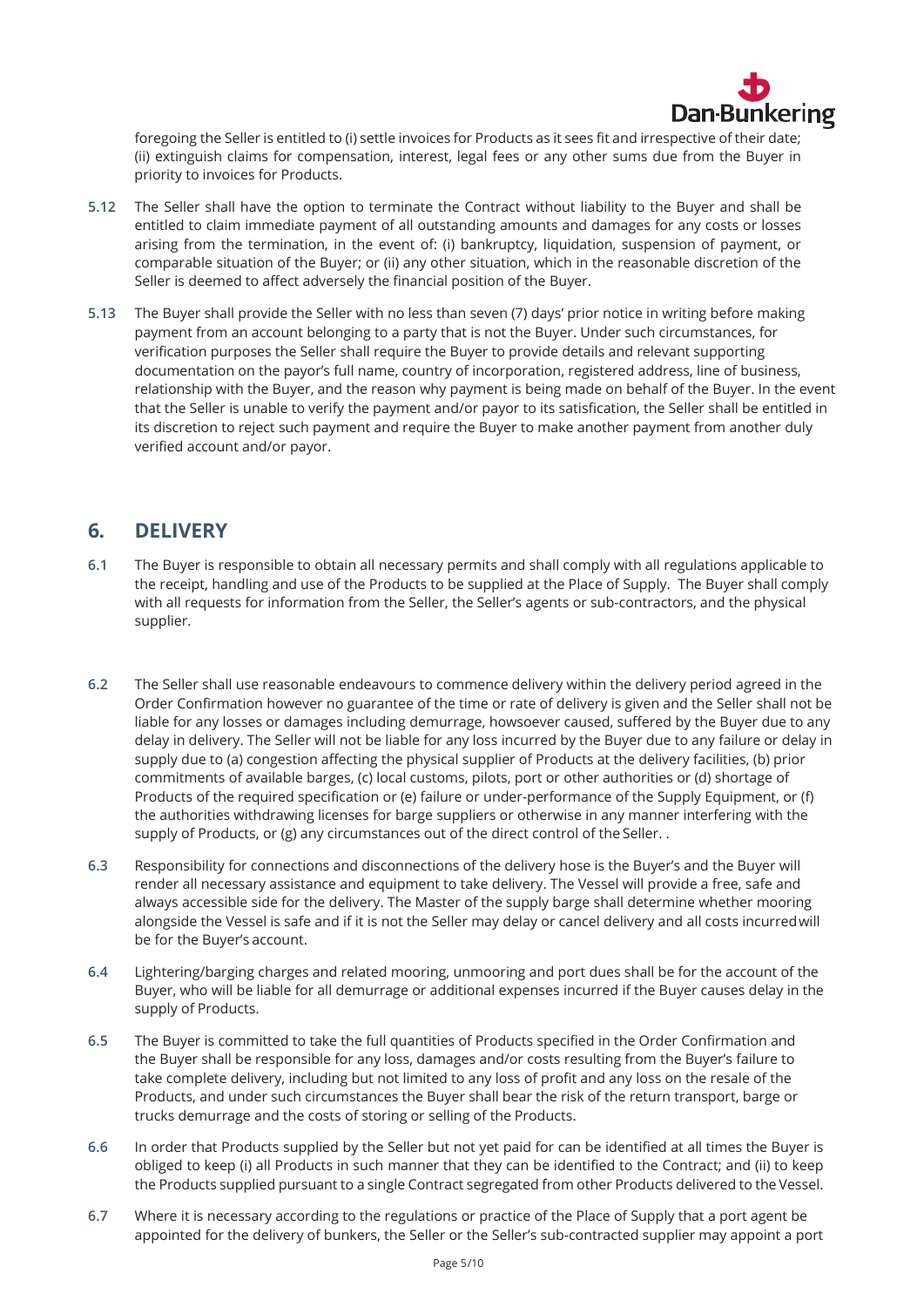foregoing the Seller is entitled to (i) settle invoices for Products as it sees fit and irrespective of their date; (ii) extinguish claims for compensation, interest, legal fees or any other sums due from the Buyer in priority to invoices for Products.

**5.12** The Seller shall have the option to terminate the Contract without liability to the Buyer and shall be entitled to claim immediate payment of all outstanding amounts and damages for any costs or losses arising from the termination, in the event of: (i) bankruptcy, liquidation, suspension of payment, or comparable situation of the Buyer; or (ii) any other situation, which in the reasonable discretion of the Seller is deemed to affect adversely the financial position of the Buyer.

**5.13** The Buyer shall provide the Seller with no less than seven (7) days' prior notice in writing before making payment from an account belonging to a party that is not the Buyer. Under such circumstances, for verification purposes the Seller shall require the Buyer to provide details and relevant supporting documentation on the payor's full name, country of incorporation, registered address, line of business, relationship with the Buyer, and the reason why payment is being made on behalf of the Buyer. In the event that the Seller is unable to verify the payment and/or payor to its satisfaction, the Seller shall be entitled in its discretion to reject such payment and require the Buyer to make another payment from another duly verified account and/or payor.

## 6. DELIVERY

**6.1** The Buyer is responsible to obtain all necessary permits and shall comply with all regulations applicable to the receipt, handling and use of the Products to be supplied at the Place of Supply. The Buyer shall comply with all requests for information from the Seller, the Seller's agents or sub-contractors, and the physical supplier.

**6.2** The Seller shall use reasonable endeavours to commence delivery within the delivery period agreed in the Order Confirmation however no guarantee of the time or rate of delivery is given and the Seller shall not be liable for any losses or damages including demurrage, howsoever caused, suffered by the Buyer due to any delay in delivery. The Seller will not be liable for any loss incurred by the Buyer due to any failure or delay in supply due to (a) congestion affecting the physical supplier of Products at the delivery facilities, (b) prior commitments of available barges, (c) local customs, pilots, port or other authorities or (d) shortage of Products of the required specification or (e) failure or under-performance of the Supply Equipment, or (f) the authorities withdrawing licenses for barge suppliers or otherwise in any manner interfering with the supply of Products, or (g) any circumstances out of the direct control of the Seller. .

**6.3** Responsibility for connections and disconnections of the delivery hose is the Buyer's and the Buyer will render all necessary assistance and equipment to take delivery. The Vessel will provide a free, safe and always accessible side for the delivery. The Master of the supply barge shall determine whether mooring alongside the Vessel is safe and if it is not the Seller may delay or cancel delivery and all costs incurred will be for the Buyer's account.

**6.4** Lightering/barging charges and related mooring, unmooring and port dues shall be for the account of the Buyer, who will be liable for all demurrage or additional expenses incurred if the Buyer causes delay in the supply of Products.

**6.5** The Buyer is committed to take the full quantities of Products specified in the Order Confirmation and the Buyer shall be responsible for any loss, damages and/or costs resulting from the Buyer's failure to take complete delivery, including but not limited to any loss of profit and any loss on the resale of the Products, and under such circumstances the Buyer shall bear the risk of the return transport, barge or trucks demurrage and the costs of storing or selling of the Products.

**6.6** In order that Products supplied by the Seller but not yet paid for can be identified at all times the Buyer is obliged to keep (i) all Products in such manner that they can be identified to the Contract; and (ii) to keep the Products supplied pursuant to a single Contract segregated from other Products delivered to the Vessel.

**6.7** Where it is necessary according to the regulations or practice of the Place of Supply that a port agent be appointed for the delivery of bunkers, the Seller or the Seller's sub-contracted supplier may appoint a port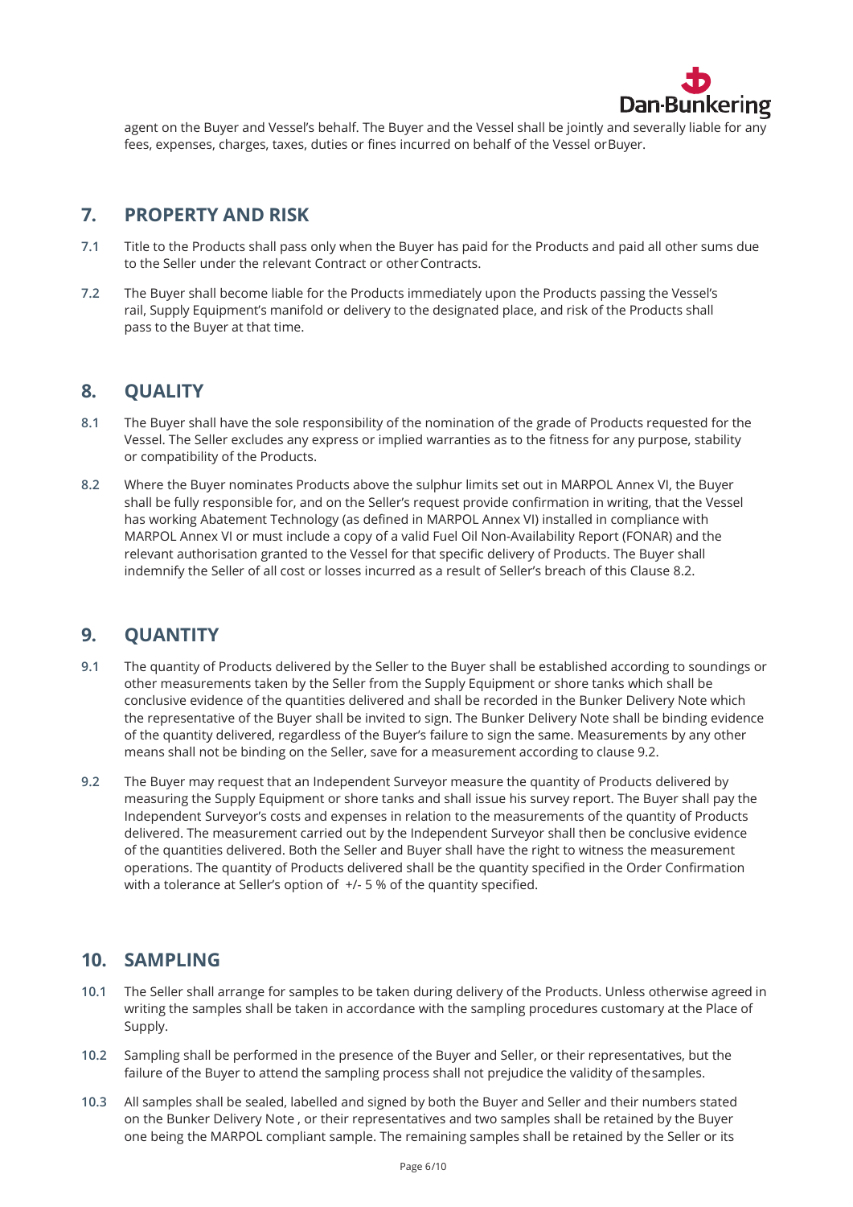agent on the Buyer and Vessel's behalf. The Buyer and the Vessel shall be jointly and severally liable for any fees, expenses, charges, taxes, duties or fines incurred on behalf of the Vessel or Buyer.

## 7. PROPERTY AND RISK

**7.1** Title to the Products shall pass only when the Buyer has paid for the Products and paid all other sums due to the Seller under the relevant Contract or other Contracts.

**7.2** The Buyer shall become liable for the Products immediately upon the Products passing the Vessel's rail, Supply Equipment's manifold or delivery to the designated place, and risk of the Products shall pass to the Buyer at that time.

## 8. QUALITY

**8.1** The Buyer shall have the sole responsibility of the nomination of the grade of Products requested for the Vessel. The Seller excludes any express or implied warranties as to the fitness for any purpose, stability or compatibility of the Products.

**8.2** Where the Buyer nominates Products above the sulphur limits set out in MARPOL Annex VI, the Buyer shall be fully responsible for, and on the Seller's request provide confirmation in writing, that the Vessel has working Abatement Technology (as defined in MARPOL Annex VI) installed in compliance with MARPOL Annex VI or must include a copy of a valid Fuel Oil Non-Availability Report (FONAR) and the relevant authorisation granted to the Vessel for that specific delivery of Products. The Buyer shall indemnify the Seller of all cost or losses incurred as a result of Seller's breach of this Clause 8.2.

## 9. QUANTITY

**9.1** The quantity of Products delivered by the Seller to the Buyer shall be established according to soundings or other measurements taken by the Seller from the Supply Equipment or shore tanks which shall be conclusive evidence of the quantities delivered and shall be recorded in the Bunker Delivery Note which the representative of the Buyer shall be invited to sign. The Bunker Delivery Note shall be binding evidence of the quantity delivered, regardless of the Buyer's failure to sign the same. Measurements by any other means shall not be binding on the Seller, save for a measurement according to clause 9.2.

**9.2** The Buyer may request that an Independent Surveyor measure the quantity of Products delivered by measuring the Supply Equipment or shore tanks and shall issue his survey report. The Buyer shall pay the Independent Surveyor's costs and expenses in relation to the measurements of the quantity of Products delivered. The measurement carried out by the Independent Surveyor shall then be conclusive evidence of the quantities delivered. Both the Seller and Buyer shall have the right to witness the measurement operations. The quantity of Products delivered shall be the quantity specified in the Order Confirmation with a tolerance at Seller's option of +/- 5 % of the quantity specified.

## 10. SAMPLING

**10.1** The Seller shall arrange for samples to be taken during delivery of the Products. Unless otherwise agreed in writing the samples shall be taken in accordance with the sampling procedures customary at the Place of Supply.

**10.2** Sampling shall be performed in the presence of the Buyer and Seller, or their representatives, but the failure of the Buyer to attend the sampling process shall not prejudice the validity of the samples.

**10.3** All samples shall be sealed, labelled and signed by both the Buyer and Seller and their numbers stated on the Bunker Delivery Note , or their representatives and two samples shall be retained by the Buyer one being the MARPOL compliant sample. The remaining samples shall be retained by the Seller or its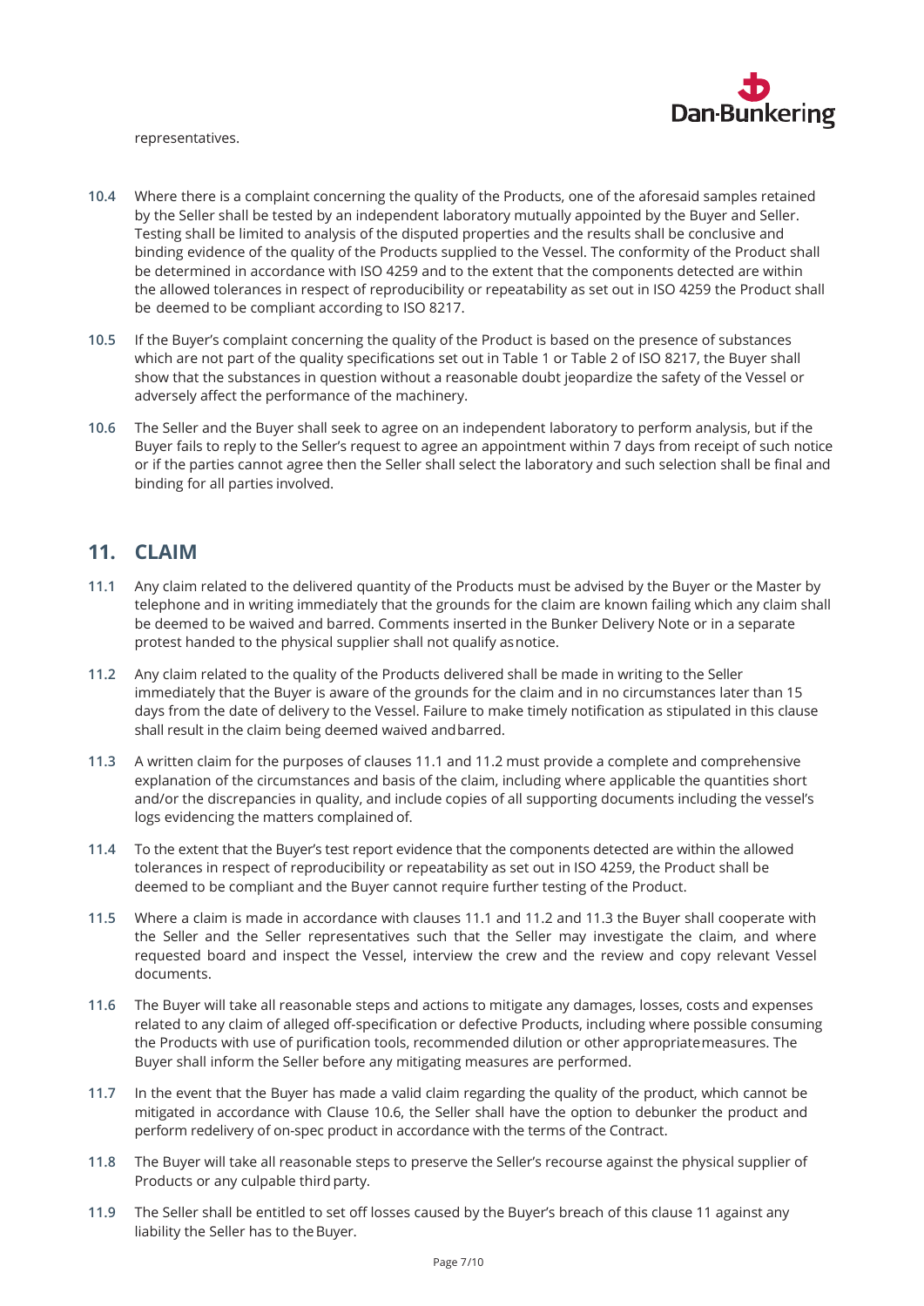representatives.

**10.4** Where there is a complaint concerning the quality of the Products, one of the aforesaid samples retained by the Seller shall be tested by an independent laboratory mutually appointed by the Buyer and Seller. Testing shall be limited to analysis of the disputed properties and the results shall be conclusive and binding evidence of the quality of the Products supplied to the Vessel. The conformity of the Product shall be determined in accordance with ISO 4259 and to the extent that the components detected are within the allowed tolerances in respect of reproducibility or repeatability as set out in ISO 4259 the Product shall be deemed to be compliant according to ISO 8217.

**10.5** If the Buyer's complaint concerning the quality of the Product is based on the presence of substances which are not part of the quality specifications set out in Table 1 or Table 2 of ISO 8217, the Buyer shall show that the substances in question without a reasonable doubt jeopardize the safety of the Vessel or adversely affect the performance of the machinery.

**10.6** The Seller and the Buyer shall seek to agree on an independent laboratory to perform analysis, but if the Buyer fails to reply to the Seller's request to agree an appointment within 7 days from receipt of such notice or if the parties cannot agree then the Seller shall select the laboratory and such selection shall be final and binding for all parties involved.

## 11. CLAIM

**11.1** Any claim related to the delivered quantity of the Products must be advised by the Buyer or the Master by telephone and in writing immediately that the grounds for the claim are known failing which any claim shall be deemed to be waived and barred. Comments inserted in the Bunker Delivery Note or in a separate protest handed to the physical supplier shall not qualify as notice.

**11.2** Any claim related to the quality of the Products delivered shall be made in writing to the Seller immediately that the Buyer is aware of the grounds for the claim and in no circumstances later than 15 days from the date of delivery to the Vessel. Failure to make timely notification as stipulated in this clause shall result in the claim being deemed waived and barred.

**11.3** A written claim for the purposes of clauses 11.1 and 11.2 must provide a complete and comprehensive explanation of the circumstances and basis of the claim, including where applicable the quantities short and/or the discrepancies in quality, and include copies of all supporting documents including the vessel's logs evidencing the matters complained of.

**11.4** To the extent that the Buyer's test report evidence that the components detected are within the allowed tolerances in respect of reproducibility or repeatability as set out in ISO 4259, the Product shall be deemed to be compliant and the Buyer cannot require further testing of the Product.

**11.5** Where a claim is made in accordance with clauses 11.1 and 11.2 and 11.3 the Buyer shall cooperate with the Seller and the Seller representatives such that the Seller may investigate the claim, and where requested board and inspect the Vessel, interview the crew and the review and copy relevant Vessel documents.

**11.6** The Buyer will take all reasonable steps and actions to mitigate any damages, losses, costs and expenses related to any claim of alleged off-specification or defective Products, including where possible consuming the Products with use of purification tools, recommended dilution or other appropriate measures. The Buyer shall inform the Seller before any mitigating measures are performed.

**11.7** In the event that the Buyer has made a valid claim regarding the quality of the product, which cannot be mitigated in accordance with Clause 10.6, the Seller shall have the option to debunker the product and perform redelivery of on-spec product in accordance with the terms of the Contract.

**11.8** The Buyer will take all reasonable steps to preserve the Seller's recourse against the physical supplier of Products or any culpable third party.

**11.9** The Seller shall be entitled to set off losses caused by the Buyer's breach of this clause 11 against any liability the Seller has to the Buyer.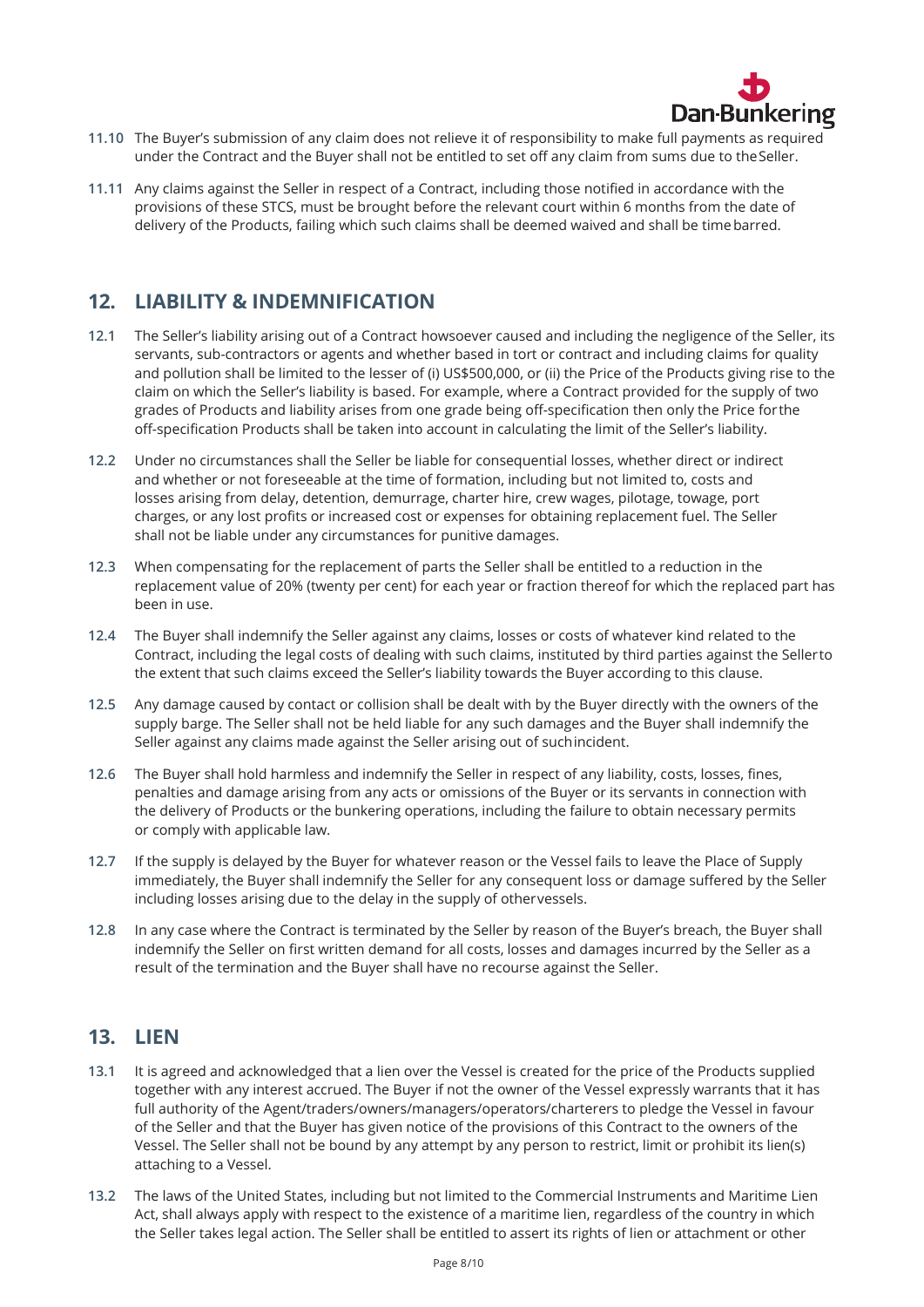**11.10** The Buyer's submission of any claim does not relieve it of responsibility to make full payments as required under the Contract and the Buyer shall not be entitled to set off any claim from sums due to the Seller.

**11.11** Any claims against the Seller in respect of a Contract, including those notified in accordance with the provisions of these STCS, must be brought before the relevant court within 6 months from the date of delivery of the Products, failing which such claims shall be deemed waived and shall be time barred.

## 12. LIABILITY & INDEMNIFICATION

**12.1** The Seller's liability arising out of a Contract howsoever caused and including the negligence of the Seller, its servants, sub-contractors or agents and whether based in tort or contract and including claims for quality and pollution shall be limited to the lesser of (i) US$500,000, or (ii) the Price of the Products giving rise to the claim on which the Seller's liability is based. For example, where a Contract provided for the supply of two grades of Products and liability arises from one grade being off-specification then only the Price for the off-specification Products shall be taken into account in calculating the limit of the Seller's liability.

**12.2** Under no circumstances shall the Seller be liable for consequential losses, whether direct or indirect and whether or not foreseeable at the time of formation, including but not limited to, costs and losses arising from delay, detention, demurrage, charter hire, crew wages, pilotage, towage, port charges, or any lost profits or increased cost or expenses for obtaining replacement fuel. The Seller shall not be liable under any circumstances for punitive damages.

**12.3** When compensating for the replacement of parts the Seller shall be entitled to a reduction in the replacement value of 20% (twenty per cent) for each year or fraction thereof for which the replaced part has been in use.

**12.4** The Buyer shall indemnify the Seller against any claims, losses or costs of whatever kind related to the Contract, including the legal costs of dealing with such claims, instituted by third parties against the Seller to the extent that such claims exceed the Seller's liability towards the Buyer according to this clause.

**12.5** Any damage caused by contact or collision shall be dealt with by the Buyer directly with the owners of the supply barge. The Seller shall not be held liable for any such damages and the Buyer shall indemnify the Seller against any claims made against the Seller arising out of such incident.

**12.6** The Buyer shall hold harmless and indemnify the Seller in respect of any liability, costs, losses, fines, penalties and damage arising from any acts or omissions of the Buyer or its servants in connection with the delivery of Products or the bunkering operations, including the failure to obtain necessary permits or comply with applicable law.

**12.7** If the supply is delayed by the Buyer for whatever reason or the Vessel fails to leave the Place of Supply immediately, the Buyer shall indemnify the Seller for any consequent loss or damage suffered by the Seller including losses arising due to the delay in the supply of other vessels.

**12.8** In any case where the Contract is terminated by the Seller by reason of the Buyer's breach, the Buyer shall indemnify the Seller on first written demand for all costs, losses and damages incurred by the Seller as a result of the termination and the Buyer shall have no recourse against the Seller.

## 13. LIEN

**13.1** It is agreed and acknowledged that a lien over the Vessel is created for the price of the Products supplied together with any interest accrued. The Buyer if not the owner of the Vessel expressly warrants that it has full authority of the Agent/traders/owners/managers/operators/charterers to pledge the Vessel in favour of the Seller and that the Buyer has given notice of the provisions of this Contract to the owners of the Vessel. The Seller shall not be bound by any attempt by any person to restrict, limit or prohibit its lien(s) attaching to a Vessel.

**13.2** The laws of the United States, including but not limited to the Commercial Instruments and Maritime Lien Act, shall always apply with respect to the existence of a maritime lien, regardless of the country in which the Seller takes legal action. The Seller shall be entitled to assert its rights of lien or attachment or other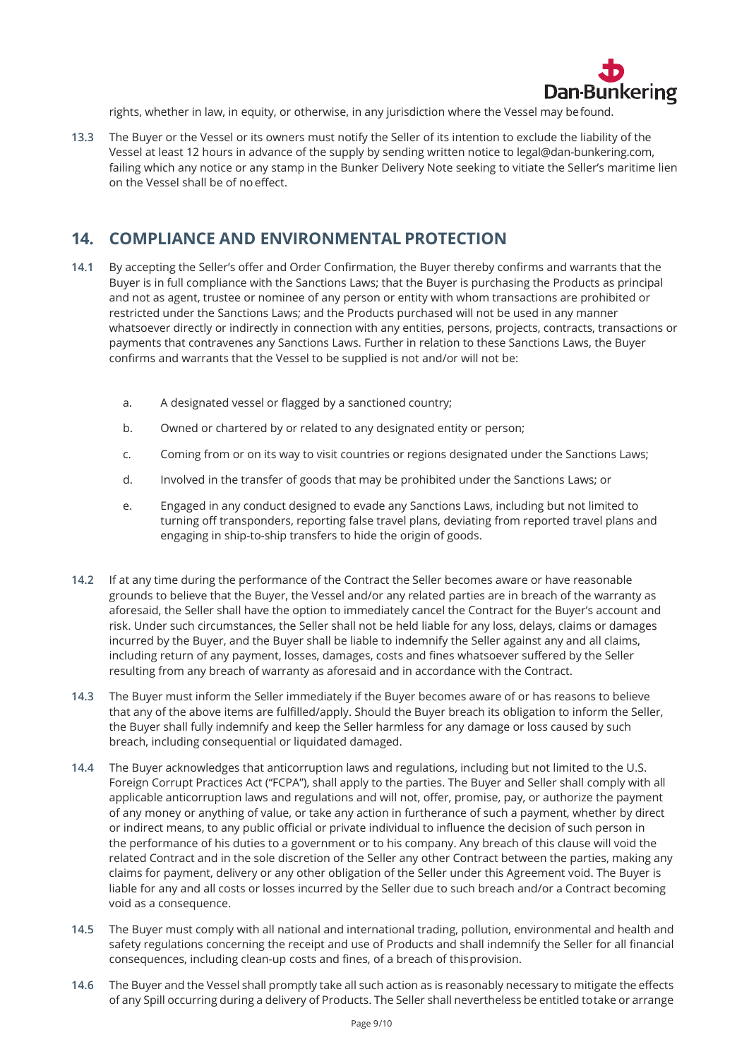rights, whether in law, in equity, or otherwise, in any jurisdiction where the Vessel may be found.

**13.3** The Buyer or the Vessel or its owners must notify the Seller of its intention to exclude the liability of the Vessel at least 12 hours in advance of the supply by sending written notice to legal@dan-bunkering.com, failing which any notice or any stamp in the Bunker Delivery Note seeking to vitiate the Seller's maritime lien on the Vessel shall be of no effect.

## 14. COMPLIANCE AND ENVIRONMENTAL PROTECTION

**14.1** By accepting the Seller's offer and Order Confirmation, the Buyer thereby confirms and warrants that the Buyer is in full compliance with the Sanctions Laws; that the Buyer is purchasing the Products as principal and not as agent, trustee or nominee of any person or entity with whom transactions are prohibited or restricted under the Sanctions Laws; and the Products purchased will not be used in any manner whatsoever directly or indirectly in connection with any entities, persons, projects, contracts, transactions or payments that contravenes any Sanctions Laws. Further in relation to these Sanctions Laws, the Buyer confirms and warrants that the Vessel to be supplied is not and/or will not be:

a. A designated vessel or flagged by a sanctioned country;

b. Owned or chartered by or related to any designated entity or person;

c. Coming from or on its way to visit countries or regions designated under the Sanctions Laws;

d. Involved in the transfer of goods that may be prohibited under the Sanctions Laws; or

e. Engaged in any conduct designed to evade any Sanctions Laws, including but not limited to turning off transponders, reporting false travel plans, deviating from reported travel plans and engaging in ship-to-ship transfers to hide the origin of goods.

**14.2** If at any time during the performance of the Contract the Seller becomes aware or have reasonable grounds to believe that the Buyer, the Vessel and/or any related parties are in breach of the warranty as aforesaid, the Seller shall have the option to immediately cancel the Contract for the Buyer's account and risk. Under such circumstances, the Seller shall not be held liable for any loss, delays, claims or damages incurred by the Buyer, and the Buyer shall be liable to indemnify the Seller against any and all claims, including return of any payment, losses, damages, costs and fines whatsoever suffered by the Seller resulting from any breach of warranty as aforesaid and in accordance with the Contract.

**14.3** The Buyer must inform the Seller immediately if the Buyer becomes aware of or has reasons to believe that any of the above items are fulfilled/apply. Should the Buyer breach its obligation to inform the Seller, the Buyer shall fully indemnify and keep the Seller harmless for any damage or loss caused by such breach, including consequential or liquidated damaged.

**14.4** The Buyer acknowledges that anticorruption laws and regulations, including but not limited to the U.S. Foreign Corrupt Practices Act ("FCPA"), shall apply to the parties. The Buyer and Seller shall comply with all applicable anticorruption laws and regulations and will not, offer, promise, pay, or authorize the payment of any money or anything of value, or take any action in furtherance of such a payment, whether by direct or indirect means, to any public official or private individual to influence the decision of such person in the performance of his duties to a government or to his company. Any breach of this clause will void the related Contract and in the sole discretion of the Seller any other Contract between the parties, making any claims for payment, delivery or any other obligation of the Seller under this Agreement void. The Buyer is liable for any and all costs or losses incurred by the Seller due to such breach and/or a Contract becoming void as a consequence.

**14.5** The Buyer must comply with all national and international trading, pollution, environmental and health and safety regulations concerning the receipt and use of Products and shall indemnify the Seller for all financial consequences, including clean-up costs and fines, of a breach of this provision.

**14.6** The Buyer and the Vessel shall promptly take all such action as is reasonably necessary to mitigate the effects of any Spill occurring during a delivery of Products. The Seller shall nevertheless be entitled to take or arrange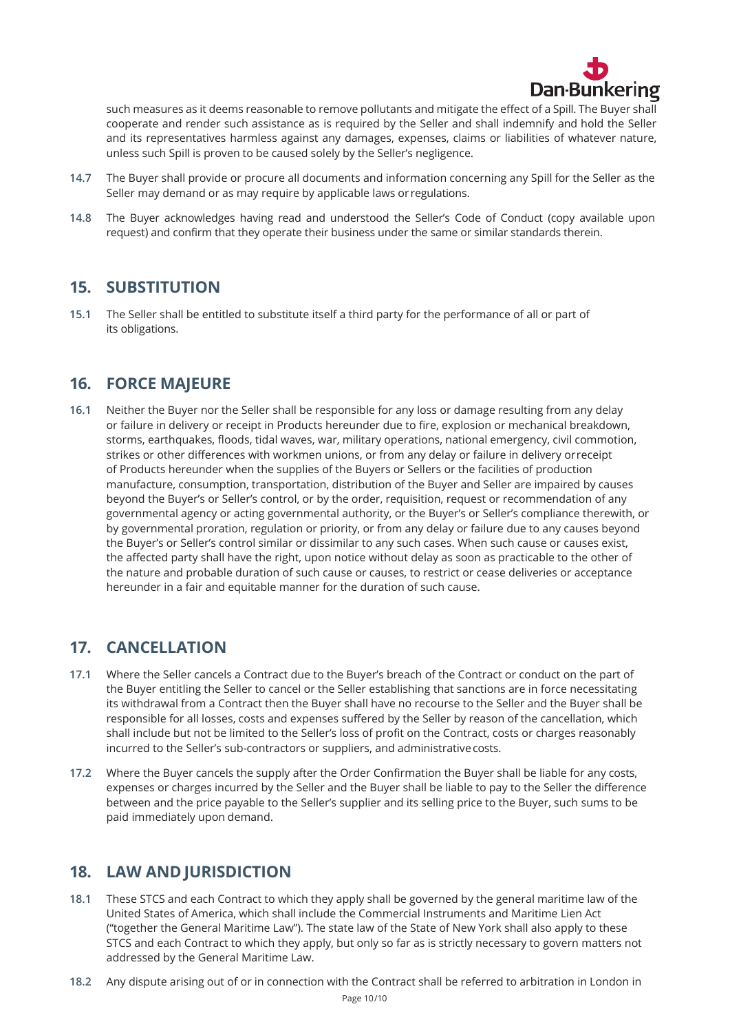such measures as it deems reasonable to remove pollutants and mitigate the effect of a Spill. The Buyer shall cooperate and render such assistance as is required by the Seller and shall indemnify and hold the Seller and its representatives harmless against any damages, expenses, claims or liabilities of whatever nature, unless such Spill is proven to be caused solely by the Seller's negligence.

**14.7** The Buyer shall provide or procure all documents and information concerning any Spill for the Seller as the Seller may demand or as may require by applicable laws or regulations.

**14.8** The Buyer acknowledges having read and understood the Seller's Code of Conduct (copy available upon request) and confirm that they operate their business under the same or similar standards therein.

## 15. SUBSTITUTION

**15.1** The Seller shall be entitled to substitute itself a third party for the performance of all or part of its obligations.

## 16. FORCE MAJEURE

**16.1** Neither the Buyer nor the Seller shall be responsible for any loss or damage resulting from any delay or failure in delivery or receipt in Products hereunder due to fire, explosion or mechanical breakdown, storms, earthquakes, floods, tidal waves, war, military operations, national emergency, civil commotion, strikes or other differences with workmen unions, or from any delay or failure in delivery or receipt of Products hereunder when the supplies of the Buyers or Sellers or the facilities of production manufacture, consumption, transportation, distribution of the Buyer and Seller are impaired by causes beyond the Buyer's or Seller's control, or by the order, requisition, request or recommendation of any governmental agency or acting governmental authority, or the Buyer's or Seller's compliance therewith, or by governmental proration, regulation or priority, or from any delay or failure due to any causes beyond the Buyer's or Seller's control similar or dissimilar to any such cases. When such cause or causes exist, the affected party shall have the right, upon notice without delay as soon as practicable to the other of the nature and probable duration of such cause or causes, to restrict or cease deliveries or acceptance hereunder in a fair and equitable manner for the duration of such cause.

## 17. CANCELLATION

**17.1** Where the Seller cancels a Contract due to the Buyer's breach of the Contract or conduct on the part of the Buyer entitling the Seller to cancel or the Seller establishing that sanctions are in force necessitating its withdrawal from a Contract then the Buyer shall have no recourse to the Seller and the Buyer shall be responsible for all losses, costs and expenses suffered by the Seller by reason of the cancellation, which shall include but not be limited to the Seller's loss of profit on the Contract, costs or charges reasonably incurred to the Seller's sub-contractors or suppliers, and administrative costs.

**17.2** Where the Buyer cancels the supply after the Order Confirmation the Buyer shall be liable for any costs, expenses or charges incurred by the Seller and the Buyer shall be liable to pay to the Seller the difference between and the price payable to the Seller's supplier and its selling price to the Buyer, such sums to be paid immediately upon demand.

## 18. LAW AND JURISDICTION

**18.1** These STCS and each Contract to which they apply shall be governed by the general maritime law of the United States of America, which shall include the Commercial Instruments and Maritime Lien Act ("together the General Maritime Law"). The state law of the State of New York shall also apply to these STCS and each Contract to which they apply, but only so far as is strictly necessary to govern matters not addressed by the General Maritime Law.

**18.2** Any dispute arising out of or in connection with the Contract shall be referred to arbitration in London in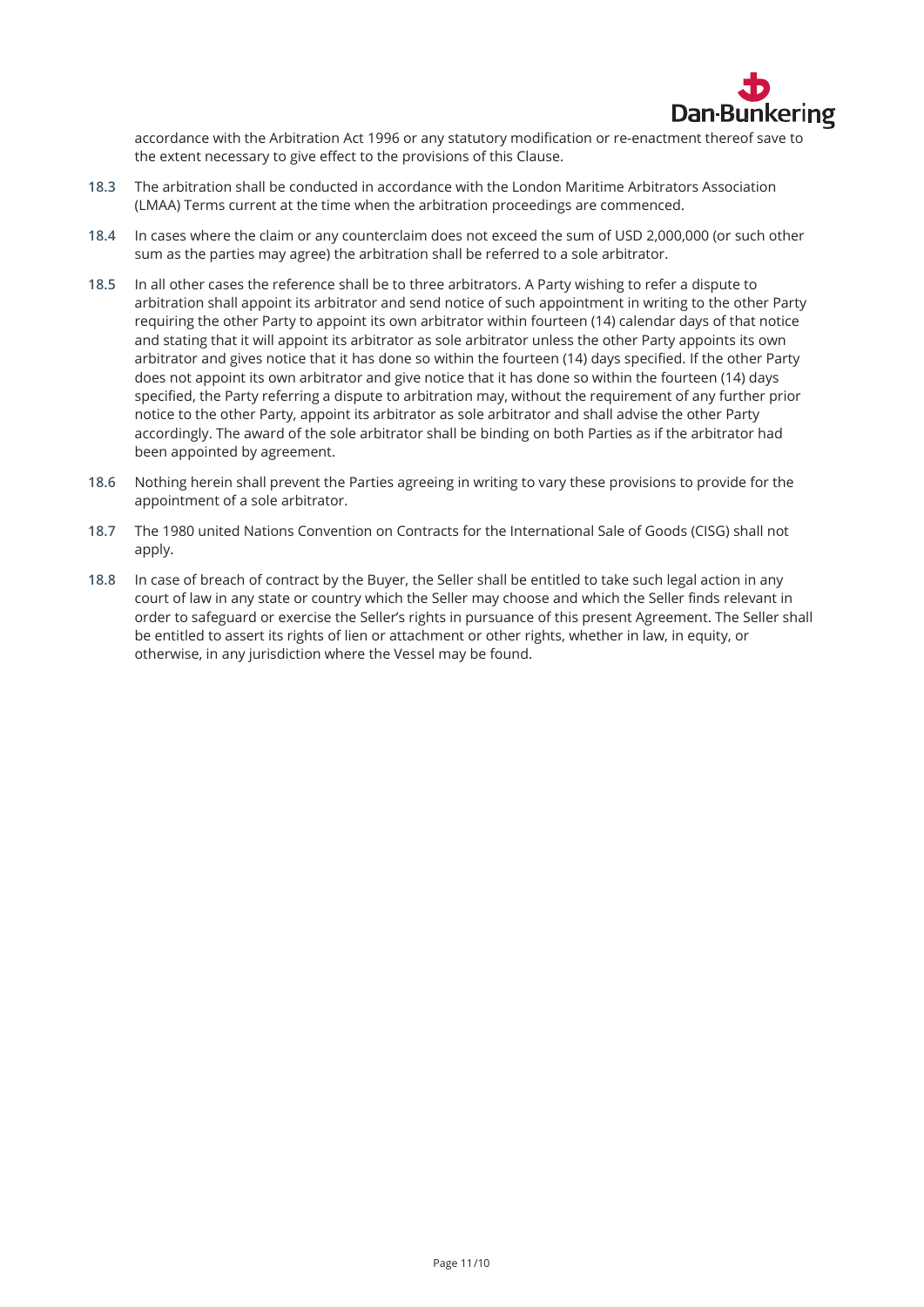accordance with the Arbitration Act 1996 or any statutory modification or re-enactment thereof save to the extent necessary to give effect to the provisions of this Clause.

**18.3** The arbitration shall be conducted in accordance with the London Maritime Arbitrators Association (LMAA) Terms current at the time when the arbitration proceedings are commenced.

**18.4** In cases where the claim or any counterclaim does not exceed the sum of USD 2,000,000 (or such other sum as the parties may agree) the arbitration shall be referred to a sole arbitrator.

**18.5** In all other cases the reference shall be to three arbitrators. A Party wishing to refer a dispute to arbitration shall appoint its arbitrator and send notice of such appointment in writing to the other Party requiring the other Party to appoint its own arbitrator within fourteen (14) calendar days of that notice and stating that it will appoint its arbitrator as sole arbitrator unless the other Party appoints its own arbitrator and gives notice that it has done so within the fourteen (14) days specified. If the other Party does not appoint its own arbitrator and give notice that it has done so within the fourteen (14) days specified, the Party referring a dispute to arbitration may, without the requirement of any further prior notice to the other Party, appoint its arbitrator as sole arbitrator and shall advise the other Party accordingly. The award of the sole arbitrator shall be binding on both Parties as if the arbitrator had been appointed by agreement.

**18.6** Nothing herein shall prevent the Parties agreeing in writing to vary these provisions to provide for the appointment of a sole arbitrator.

**18.7** The 1980 united Nations Convention on Contracts for the International Sale of Goods (CISG) shall not apply.

**18.8** In case of breach of contract by the Buyer, the Seller shall be entitled to take such legal action in any court of law in any state or country which the Seller may choose and which the Seller finds relevant in order to safeguard or exercise the Seller's rights in pursuance of this present Agreement. The Seller shall be entitled to assert its rights of lien or attachment or other rights, whether in law, in equity, or otherwise, in any jurisdiction where the Vessel may be found.